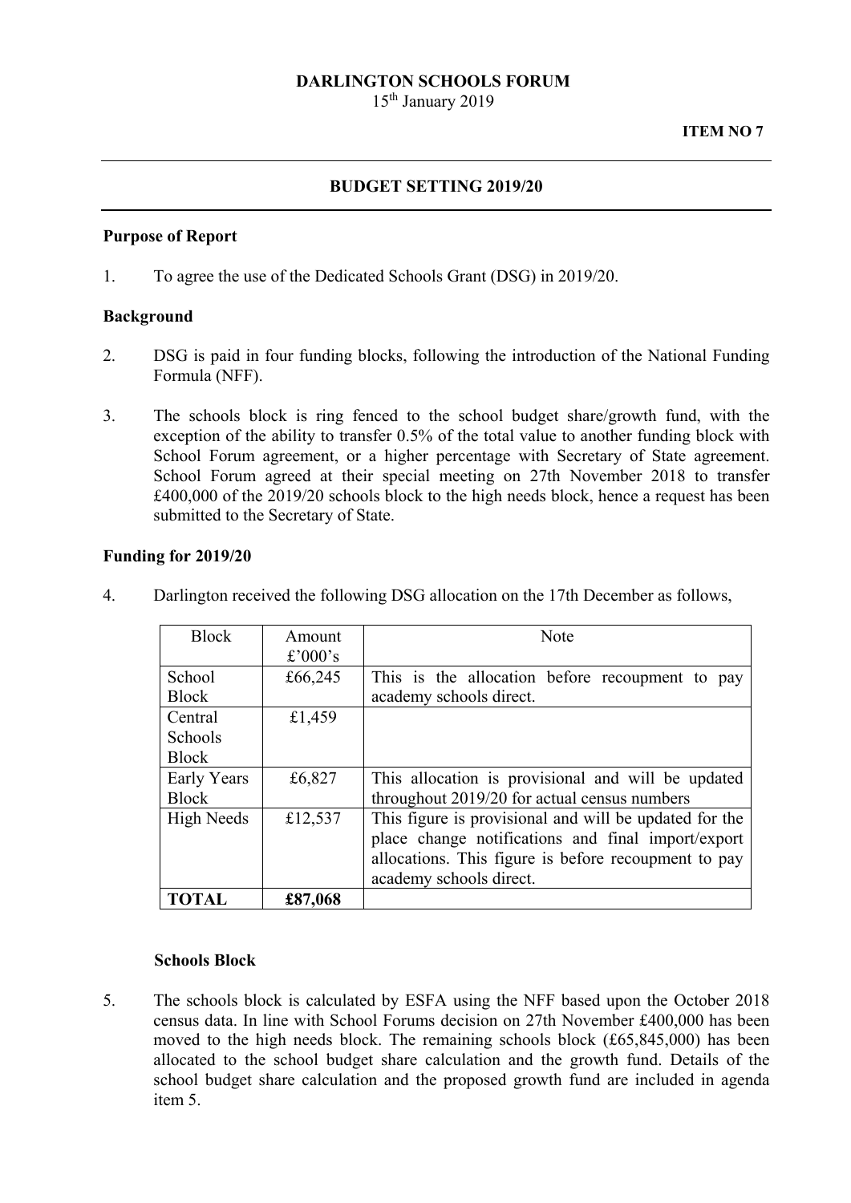**DARLINGTON SCHOOLS FORUM**
15th January 2019

**ITEM NO 7**

---

## BUDGET SETTING 2019/20

---

### Purpose of Report

1. To agree the use of the Dedicated Schools Grant (DSG) in 2019/20.

### Background

2. DSG is paid in four funding blocks, following the introduction of the National Funding Formula (NFF).

3. The schools block is ring fenced to the school budget share/growth fund, with the exception of the ability to transfer 0.5% of the total value to another funding block with School Forum agreement, or a higher percentage with Secretary of State agreement. School Forum agreed at their special meeting on 27th November 2018 to transfer £400,000 of the 2019/20 schools block to the high needs block, hence a request has been submitted to the Secretary of State.

### Funding for 2019/20

4. Darlington received the following DSG allocation on the 17th December as follows,

| Block | Amount £'000's | Note |
|---|---|---|
| School Block | £66,245 | This is the allocation before recoupment to pay academy schools direct. |
| Central Schools Block | £1,459 | |
| Early Years Block | £6,827 | This allocation is provisional and will be updated throughout 2019/20 for actual census numbers |
| High Needs | £12,537 | This figure is provisional and will be updated for the place change notifications and final import/export allocations. This figure is before recoupment to pay academy schools direct. |
| **TOTAL** | **£87,068** | |

#### Schools Block

5. The schools block is calculated by ESFA using the NFF based upon the October 2018 census data. In line with School Forums decision on 27th November £400,000 has been moved to the high needs block. The remaining schools block (£65,845,000) has been allocated to the school budget share calculation and the growth fund. Details of the school budget share calculation and the proposed growth fund are included in agenda item 5.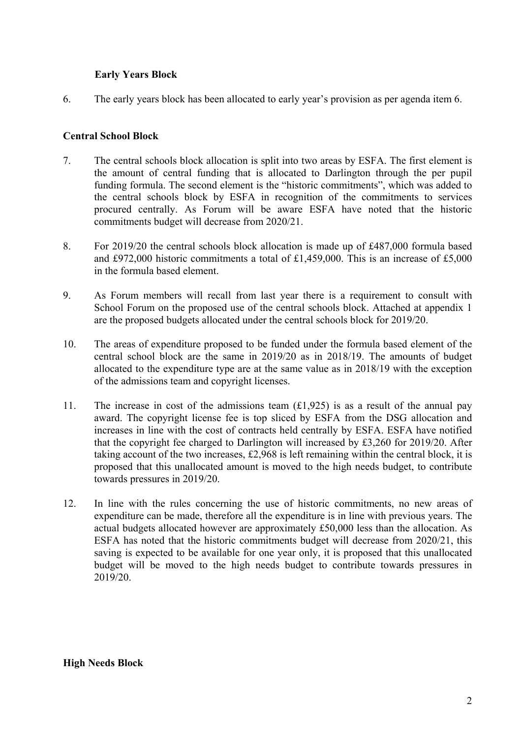**Early Years Block**

6. The early years block has been allocated to early year's provision as per agenda item 6.

**Central School Block**

7. The central schools block allocation is split into two areas by ESFA. The first element is the amount of central funding that is allocated to Darlington through the per pupil funding formula. The second element is the "historic commitments", which was added to the central schools block by ESFA in recognition of the commitments to services procured centrally. As Forum will be aware ESFA have noted that the historic commitments budget will decrease from 2020/21.

8. For 2019/20 the central schools block allocation is made up of £487,000 formula based and £972,000 historic commitments a total of £1,459,000. This is an increase of £5,000 in the formula based element.

9. As Forum members will recall from last year there is a requirement to consult with School Forum on the proposed use of the central schools block. Attached at appendix 1 are the proposed budgets allocated under the central schools block for 2019/20.

10. The areas of expenditure proposed to be funded under the formula based element of the central school block are the same in 2019/20 as in 2018/19. The amounts of budget allocated to the expenditure type are at the same value as in 2018/19 with the exception of the admissions team and copyright licenses.

11. The increase in cost of the admissions team (£1,925) is as a result of the annual pay award. The copyright license fee is top sliced by ESFA from the DSG allocation and increases in line with the cost of contracts held centrally by ESFA. ESFA have notified that the copyright fee charged to Darlington will increased by £3,260 for 2019/20. After taking account of the two increases, £2,968 is left remaining within the central block, it is proposed that this unallocated amount is moved to the high needs budget, to contribute towards pressures in 2019/20.

12. In line with the rules concerning the use of historic commitments, no new areas of expenditure can be made, therefore all the expenditure is in line with previous years. The actual budgets allocated however are approximately £50,000 less than the allocation. As ESFA has noted that the historic commitments budget will decrease from 2020/21, this saving is expected to be available for one year only, it is proposed that this unallocated budget will be moved to the high needs budget to contribute towards pressures in 2019/20.

**High Needs Block**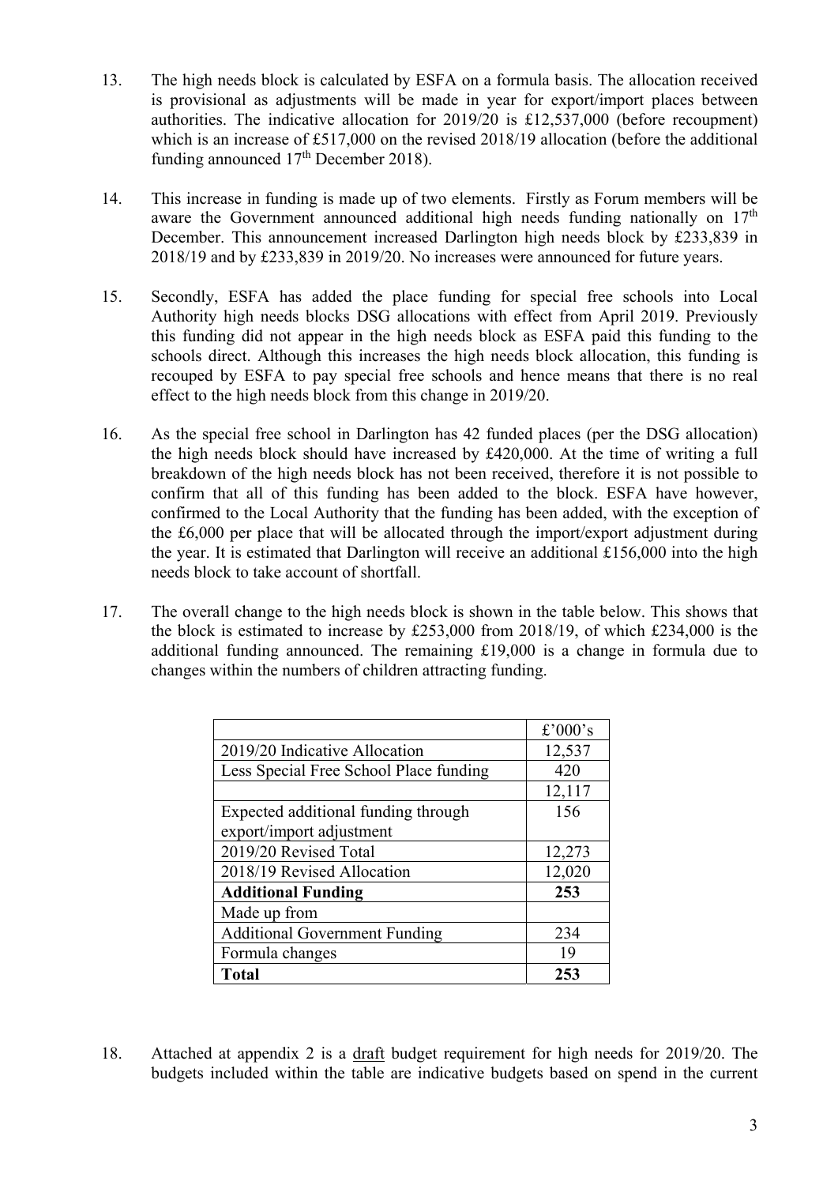13. The high needs block is calculated by ESFA on a formula basis. The allocation received is provisional as adjustments will be made in year for export/import places between authorities. The indicative allocation for 2019/20 is £12,537,000 (before recoupment) which is an increase of £517,000 on the revised 2018/19 allocation (before the additional funding announced 17th December 2018).

14. This increase in funding is made up of two elements. Firstly as Forum members will be aware the Government announced additional high needs funding nationally on 17th December. This announcement increased Darlington high needs block by £233,839 in 2018/19 and by £233,839 in 2019/20. No increases were announced for future years.

15. Secondly, ESFA has added the place funding for special free schools into Local Authority high needs blocks DSG allocations with effect from April 2019. Previously this funding did not appear in the high needs block as ESFA paid this funding to the schools direct. Although this increases the high needs block allocation, this funding is recouped by ESFA to pay special free schools and hence means that there is no real effect to the high needs block from this change in 2019/20.

16. As the special free school in Darlington has 42 funded places (per the DSG allocation) the high needs block should have increased by £420,000. At the time of writing a full breakdown of the high needs block has not been received, therefore it is not possible to confirm that all of this funding has been added to the block. ESFA have however, confirmed to the Local Authority that the funding has been added, with the exception of the £6,000 per place that will be allocated through the import/export adjustment during the year. It is estimated that Darlington will receive an additional £156,000 into the high needs block to take account of shortfall.

17. The overall change to the high needs block is shown in the table below. This shows that the block is estimated to increase by £253,000 from 2018/19, of which £234,000 is the additional funding announced. The remaining £19,000 is a change in formula due to changes within the numbers of children attracting funding.

| | £'000's |
|---|---|
| 2019/20 Indicative Allocation | 12,537 |
| Less Special Free School Place funding | 420 |
| | 12,117 |
| Expected additional funding through export/import adjustment | 156 |
| 2019/20 Revised Total | 12,273 |
| 2018/19 Revised Allocation | 12,020 |
| **Additional Funding** | **253** |
| Made up from | |
| Additional Government Funding | 234 |
| Formula changes | 19 |
| **Total** | **253** |

18. Attached at appendix 2 is a draft budget requirement for high needs for 2019/20. The budgets included within the table are indicative budgets based on spend in the current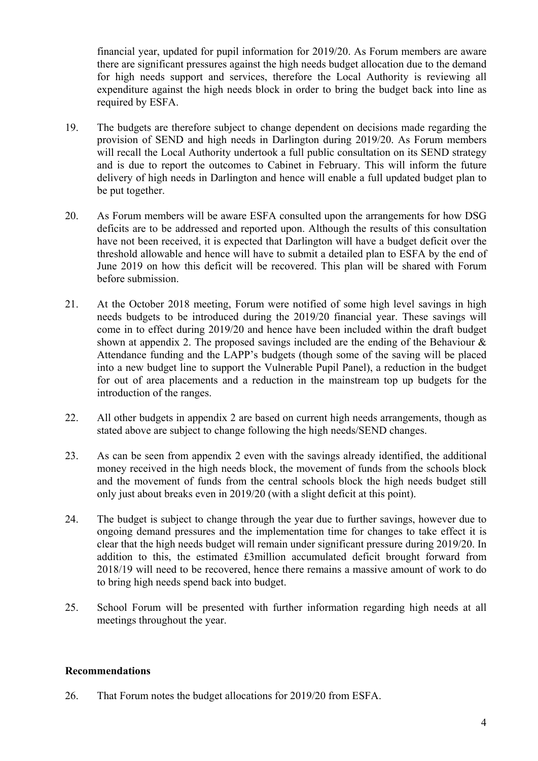financial year, updated for pupil information for 2019/20. As Forum members are aware there are significant pressures against the high needs budget allocation due to the demand for high needs support and services, therefore the Local Authority is reviewing all expenditure against the high needs block in order to bring the budget back into line as required by ESFA.

19. The budgets are therefore subject to change dependent on decisions made regarding the provision of SEND and high needs in Darlington during 2019/20. As Forum members will recall the Local Authority undertook a full public consultation on its SEND strategy and is due to report the outcomes to Cabinet in February. This will inform the future delivery of high needs in Darlington and hence will enable a full updated budget plan to be put together.

20. As Forum members will be aware ESFA consulted upon the arrangements for how DSG deficits are to be addressed and reported upon. Although the results of this consultation have not been received, it is expected that Darlington will have a budget deficit over the threshold allowable and hence will have to submit a detailed plan to ESFA by the end of June 2019 on how this deficit will be recovered. This plan will be shared with Forum before submission.

21. At the October 2018 meeting, Forum were notified of some high level savings in high needs budgets to be introduced during the 2019/20 financial year. These savings will come in to effect during 2019/20 and hence have been included within the draft budget shown at appendix 2. The proposed savings included are the ending of the Behaviour & Attendance funding and the LAPP's budgets (though some of the saving will be placed into a new budget line to support the Vulnerable Pupil Panel), a reduction in the budget for out of area placements and a reduction in the mainstream top up budgets for the introduction of the ranges.

22. All other budgets in appendix 2 are based on current high needs arrangements, though as stated above are subject to change following the high needs/SEND changes.

23. As can be seen from appendix 2 even with the savings already identified, the additional money received in the high needs block, the movement of funds from the schools block and the movement of funds from the central schools block the high needs budget still only just about breaks even in 2019/20 (with a slight deficit at this point).

24. The budget is subject to change through the year due to further savings, however due to ongoing demand pressures and the implementation time for changes to take effect it is clear that the high needs budget will remain under significant pressure during 2019/20. In addition to this, the estimated £3million accumulated deficit brought forward from 2018/19 will need to be recovered, hence there remains a massive amount of work to do to bring high needs spend back into budget.

25. School Forum will be presented with further information regarding high needs at all meetings throughout the year.

## Recommendations

26. That Forum notes the budget allocations for 2019/20 from ESFA.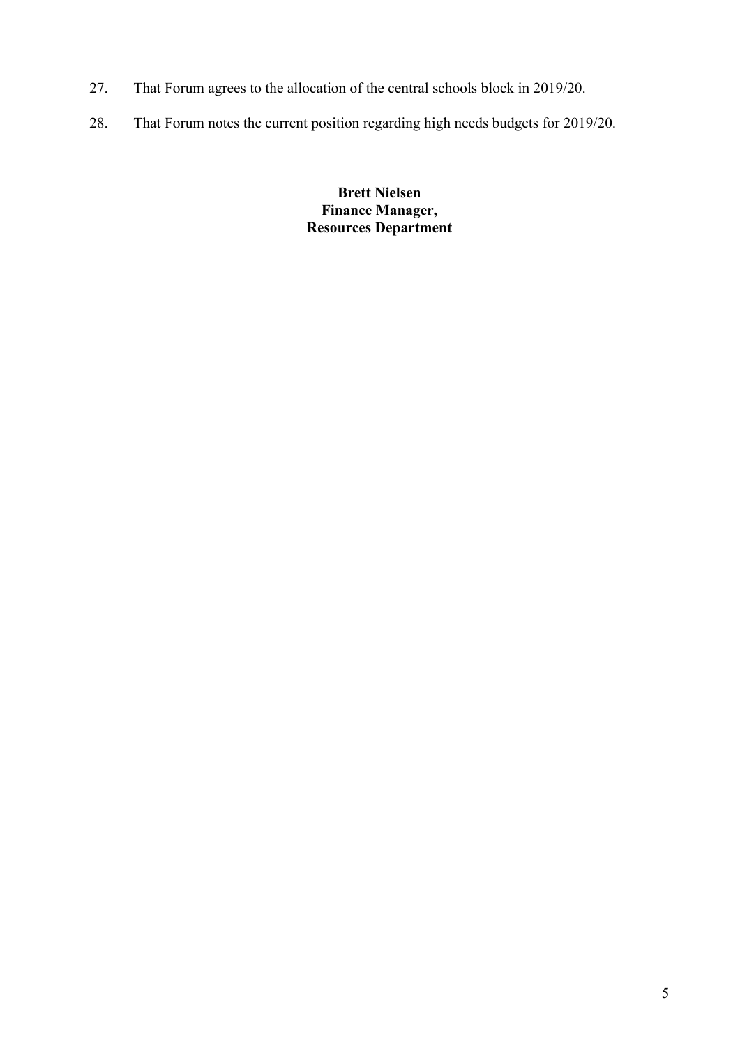27. That Forum agrees to the allocation of the central schools block in 2019/20.

28. That Forum notes the current position regarding high needs budgets for 2019/20.

**Brett Nielsen**
**Finance Manager,**
**Resources Department**